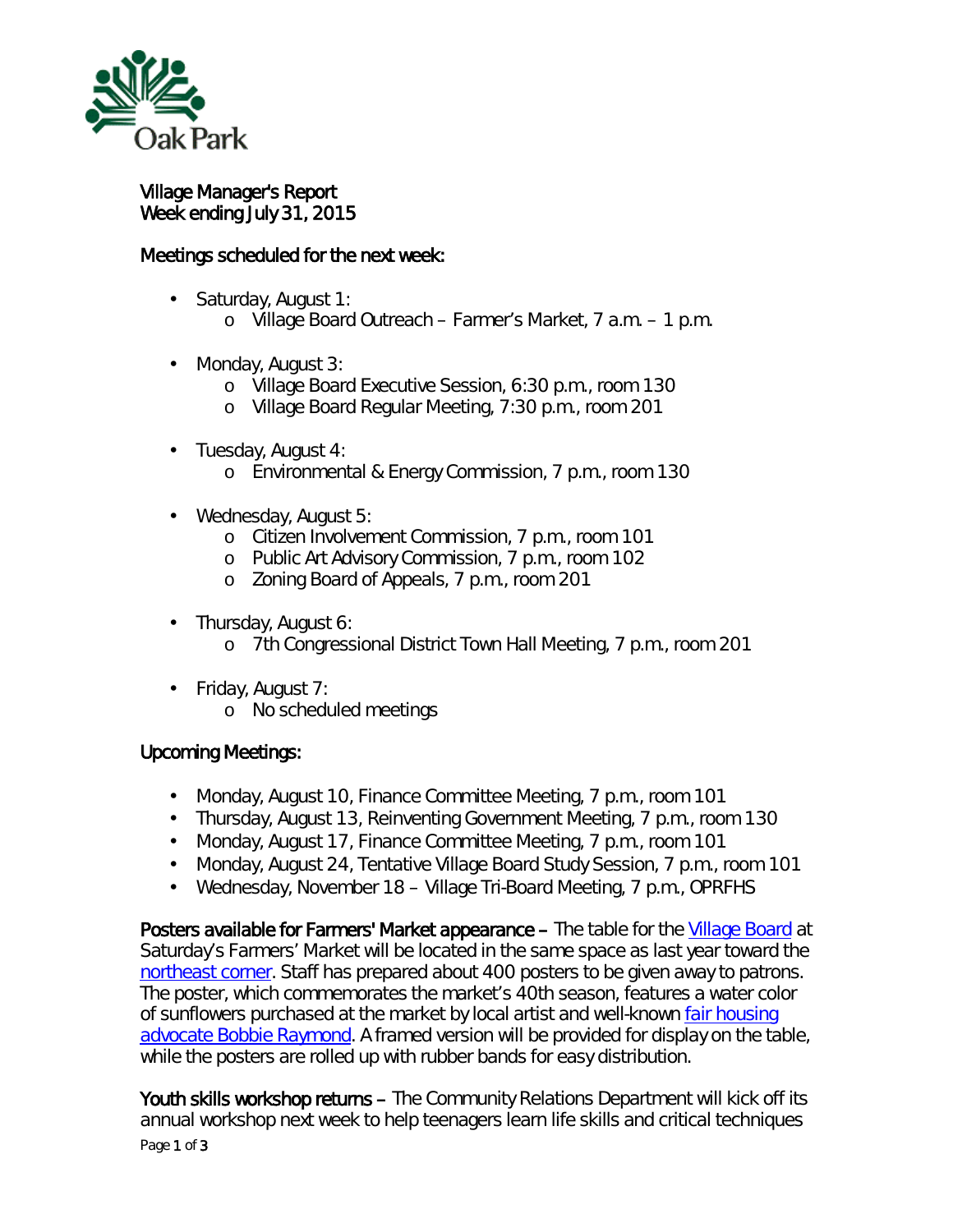# Village Manager's Report
## Week ending July 31, 2015

### Meetings scheduled for the next week:

- Saturday, August 1:
  - Village Board Outreach – Farmer's Market, 7 a.m. – 1 p.m.
- Monday, August 3:
  - Village Board Executive Session, 6:30 p.m., room 130
  - Village Board Regular Meeting, 7:30 p.m., room 201
- Tuesday, August 4:
  - Environmental & Energy Commission, 7 p.m., room 130
- Wednesday, August 5:
  - Citizen Involvement Commission, 7 p.m., room 101
  - Public Art Advisory Commission, 7 p.m., room 102
  - Zoning Board of Appeals, 7 p.m., room 201
- Thursday, August 6:
  - 7th Congressional District Town Hall Meeting, 7 p.m., room 201
- Friday, August 7:
  - No scheduled meetings

### Upcoming Meetings:

- Monday, August 10, Finance Committee Meeting, 7 p.m., room 101
- Thursday, August 13, Reinventing Government Meeting, 7 p.m., room 130
- Monday, August 17, Finance Committee Meeting, 7 p.m., room 101
- Monday, August 24, Tentative Village Board Study Session, 7 p.m., room 101
- Wednesday, November 18 – Village Tri-Board Meeting, 7 p.m., OPRFHS

**Posters available for Farmers' Market appearance –** The table for the Village Board at Saturday's Farmers' Market will be located in the same space as last year toward the northeast corner. Staff has prepared about 400 posters to be given away to patrons. The poster, which commemorates the market's 40th season, features a water color of sunflowers purchased at the market by local artist and well-known fair housing advocate Bobbie Raymond. A framed version will be provided for display on the table, while the posters are rolled up with rubber bands for easy distribution.

**Youth skills workshop returns –** The Community Relations Department will kick off its annual workshop next week to help teenagers learn life skills and critical techniques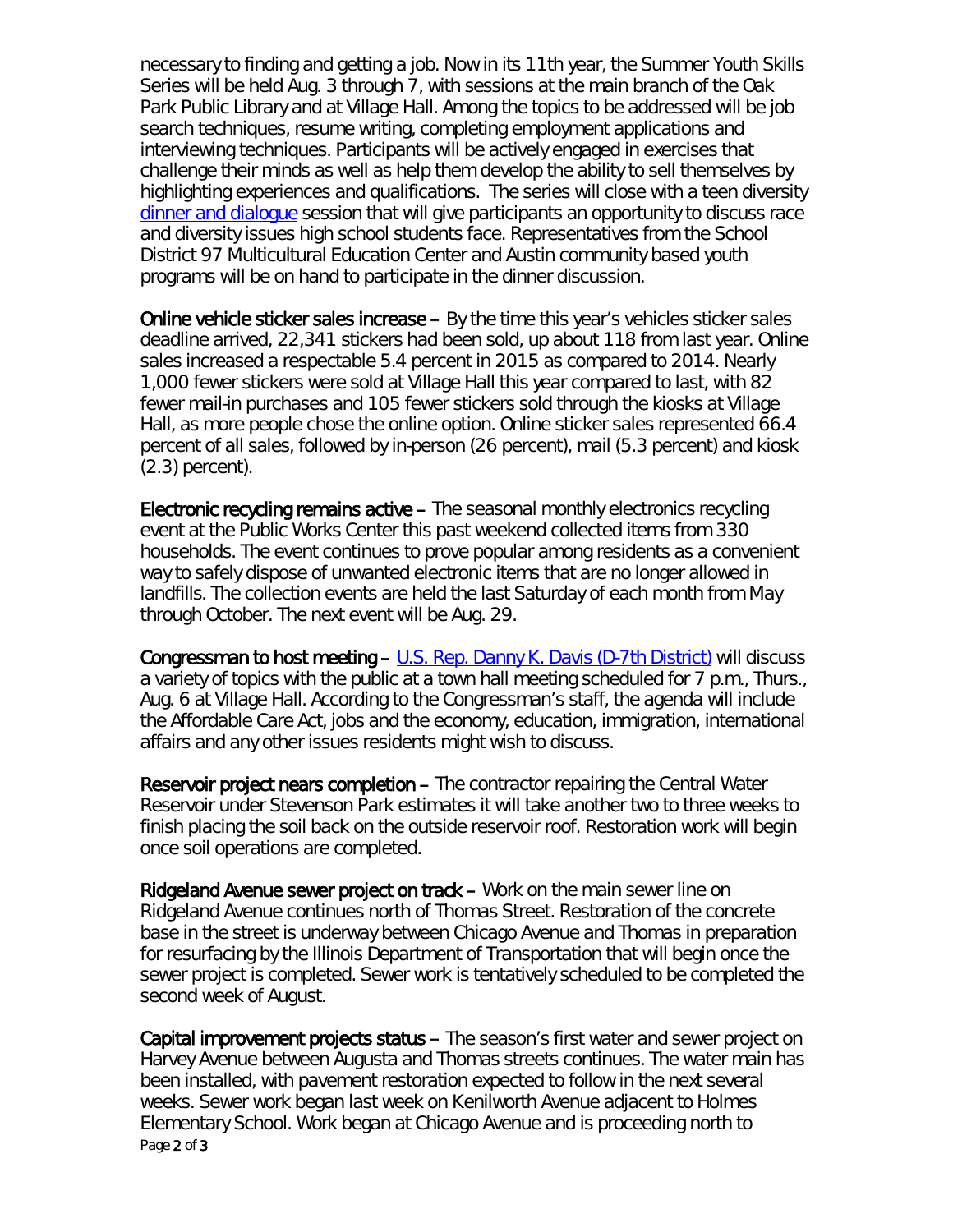necessary to finding and getting a job. Now in its 11th year, the Summer Youth Skills Series will be held Aug. 3 through 7, with sessions at the main branch of the Oak Park Public Library and at Village Hall. Among the topics to be addressed will be job search techniques, resume writing, completing employment applications and interviewing techniques. Participants will be actively engaged in exercises that challenge their minds as well as help them develop the ability to sell themselves by highlighting experiences and qualifications. The series will close with a teen diversity [dinner and dialogue] session that will give participants an opportunity to discuss race and diversity issues high school students face. Representatives from the School District 97 Multicultural Education Center and Austin community based youth programs will be on hand to participate in the dinner discussion.

**Online vehicle sticker sales increase** – By the time this year's vehicles sticker sales deadline arrived, 22,341 stickers had been sold, up about 118 from last year. Online sales increased a respectable 5.4 percent in 2015 as compared to 2014. Nearly 1,000 fewer stickers were sold at Village Hall this year compared to last, with 82 fewer mail-in purchases and 105 fewer stickers sold through the kiosks at Village Hall, as more people chose the online option. Online sticker sales represented 66.4 percent of all sales, followed by in-person (26 percent), mail (5.3 percent) and kiosk (2.3) percent).

**Electronic recycling remains active** – The seasonal monthly electronics recycling event at the Public Works Center this past weekend collected items from 330 households. The event continues to prove popular among residents as a convenient way to safely dispose of unwanted electronic items that are no longer allowed in landfills. The collection events are held the last Saturday of each month from May through October. The next event will be Aug. 29.

**Congressman to host meeting** – [U.S. Rep. Danny K. Davis (D-7th District)] will discuss a variety of topics with the public at a town hall meeting scheduled for 7 p.m., Thurs., Aug. 6 at Village Hall. According to the Congressman's staff, the agenda will include the Affordable Care Act, jobs and the economy, education, immigration, international affairs and any other issues residents might wish to discuss.

**Reservoir project nears completion** – The contractor repairing the Central Water Reservoir under Stevenson Park estimates it will take another two to three weeks to finish placing the soil back on the outside reservoir roof. Restoration work will begin once soil operations are completed.

**Ridgeland Avenue sewer project on track** – Work on the main sewer line on Ridgeland Avenue continues north of Thomas Street. Restoration of the concrete base in the street is underway between Chicago Avenue and Thomas in preparation for resurfacing by the Illinois Department of Transportation that will begin once the sewer project is completed. Sewer work is tentatively scheduled to be completed the second week of August.

**Capital improvement projects status** – The season's first water and sewer project on Harvey Avenue between Augusta and Thomas streets continues. The water main has been installed, with pavement restoration expected to follow in the next several weeks. Sewer work began last week on Kenilworth Avenue adjacent to Holmes Elementary School. Work began at Chicago Avenue and is proceeding north to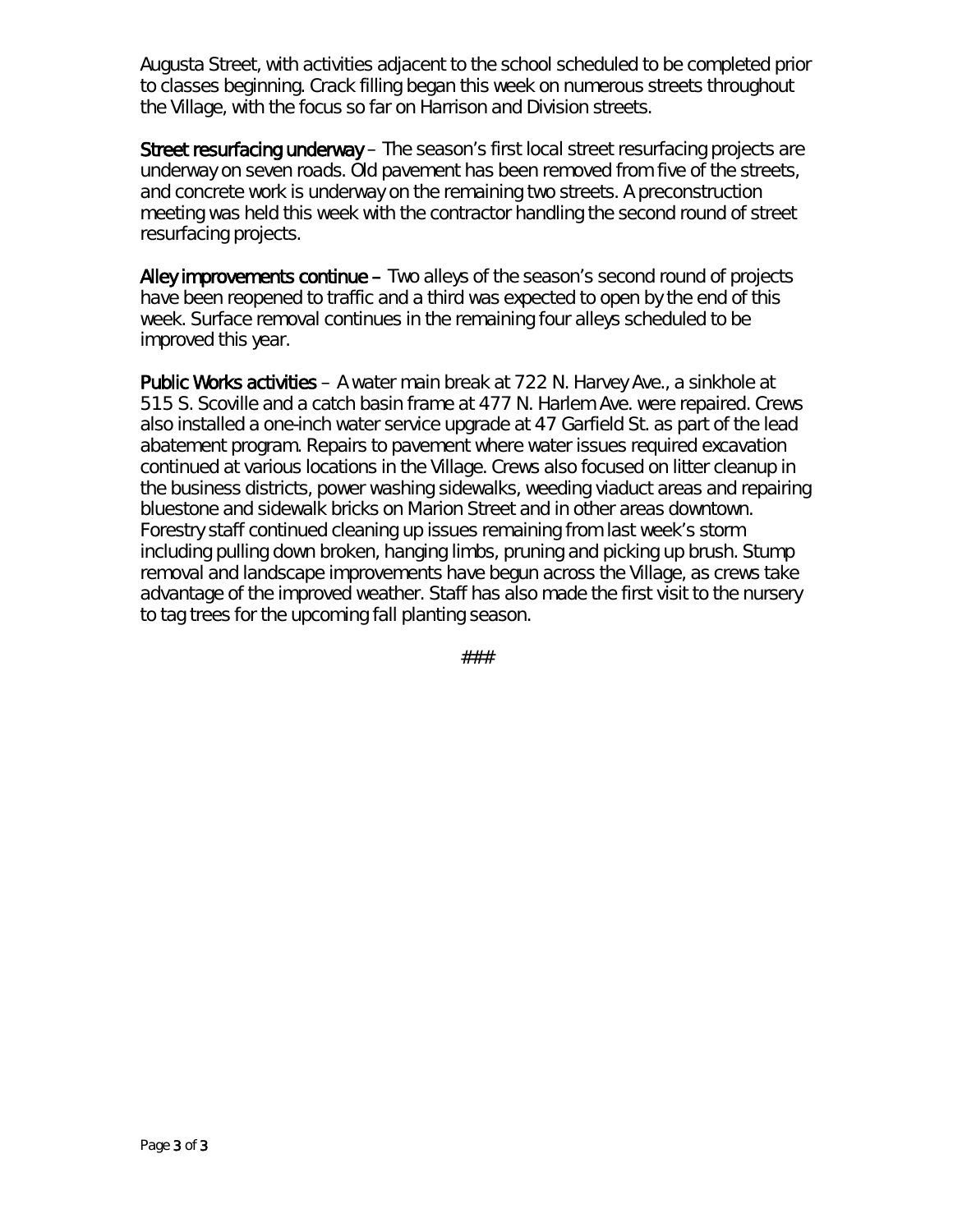Augusta Street, with activities adjacent to the school scheduled to be completed prior to classes beginning. Crack filling began this week on numerous streets throughout the Village, with the focus so far on Harrison and Division streets.

**Street resurfacing underway** – The season's first local street resurfacing projects are underway on seven roads. Old pavement has been removed from five of the streets, and concrete work is underway on the remaining two streets. A preconstruction meeting was held this week with the contractor handling the second round of street resurfacing projects.

**Alley improvements continue** – Two alleys of the season's second round of projects have been reopened to traffic and a third was expected to open by the end of this week. Surface removal continues in the remaining four alleys scheduled to be improved this year.

**Public Works activities** – A water main break at 722 N. Harvey Ave., a sinkhole at 515 S. Scoville and a catch basin frame at 477 N. Harlem Ave. were repaired. Crews also installed a one-inch water service upgrade at 47 Garfield St. as part of the lead abatement program. Repairs to pavement where water issues required excavation continued at various locations in the Village. Crews also focused on litter cleanup in the business districts, power washing sidewalks, weeding viaduct areas and repairing bluestone and sidewalk bricks on Marion Street and in other areas downtown. Forestry staff continued cleaning up issues remaining from last week's storm including pulling down broken, hanging limbs, pruning and picking up brush. Stump removal and landscape improvements have begun across the Village, as crews take advantage of the improved weather. Staff has also made the first visit to the nursery to tag trees for the upcoming fall planting season.

###